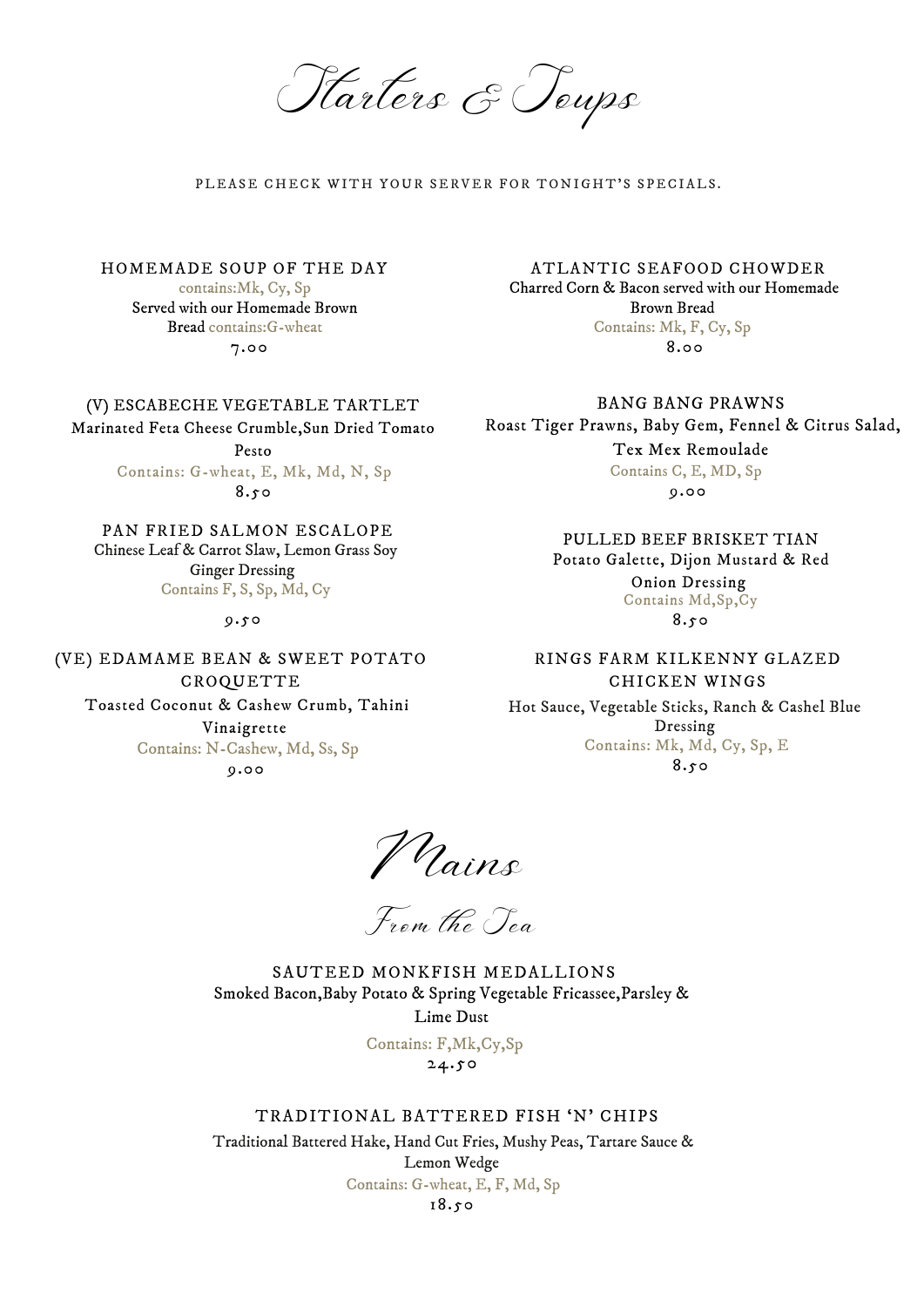# Starters & Soups

PLEASE CHECK WITH YOUR SERVER FOR TONIGHT'S SPECIALS.

### HOMEMADE SOUP OF THE DAY

contains:Mk, Cy, Sp

Served with our Homemade Brown Bread contains:G-wheat

7.00

### (V) ESCABECHE VEGETABLE TARTLET

Marinated Feta Cheese Crumble,Sun Dried Tomato Pesto

Contains: G-wheat, E, Mk, Md, N, Sp

8.50

### PAN FRIED SALMON ESCALOPE

Chinese Leaf & Carrot Slaw, Lemon Grass Soy Ginger Dressing

Contains F, S, Sp, Md, Cy

9.50

### (VE) EDAMAME BEAN & SWEET POTATO CROQUETTE

Toasted Coconut & Cashew Crumb, Tahini Vinaigrette

Contains: N-Cashew, Md, Ss, Sp

9.00

### ATLANTIC SEAFOOD CHOWDER

Charred Corn & Bacon served with our Homemade Brown Bread

Contains: Mk, F, Cy, Sp

8.00

### BANG BANG PRAWNS

Roast Tiger Prawns, Baby Gem, Fennel & Citrus Salad, Tex Mex Remoulade

Contains C, E, MD, Sp

9.00

### PULLED BEEF BRISKET TIAN

Potato Galette, Dijon Mustard & Red Onion Dressing

Contains Md,Sp,Cy

8.50

### RINGS FARM KILKENNY GLAZED CHICKEN WINGS

Hot Sauce, Vegetable Sticks, Ranch & Cashel Blue Dressing

Contains: Mk, Md, Cy, Sp, E

8.50

# Mains

## From the Sea

### SAUTEED MONKFISH MEDALLIONS

Smoked Bacon,Baby Potato & Spring Vegetable Fricassee,Parsley & Lime Dust

Contains: F,Mk,Cy,Sp

24.50

### TRADITIONAL BATTERED FISH 'N' CHIPS

Traditional Battered Hake, Hand Cut Fries, Mushy Peas, Tartare Sauce & Lemon Wedge

Contains: G-wheat, E, F, Md, Sp

18.50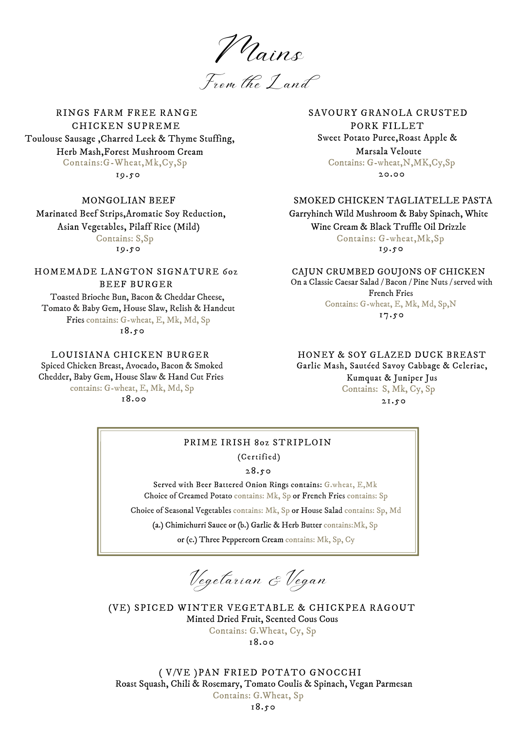# Mains

## From the Land

### RINGS FARM FREE RANGE CHICKEN SUPREME

Toulouse Sausage ,Charred Leek & Thyme Stuffing, Herb Mash,Forest Mushroom Cream

Contains:G-Wheat,Mk,Cy,Sp

19.50

### MONGOLIAN BEEF

Marinated Beef Strips,Aromatic Soy Reduction, Asian Vegetables, Pilaff Rice (Mild)

Contains: S,Sp

19.50

### HOMEMADE LANGTON SIGNATURE 6oz BEEF BURGER

Toasted Brioche Bun, Bacon & Cheddar Cheese, Tomato & Baby Gem, House Slaw, Relish & Handcut Fries contains: G-wheat, E, Mk, Md, Sp

18.50

### LOUISIANA CHICKEN BURGER

Spiced Chicken Breast, Avocado, Bacon & Smoked Chedder, Baby Gem, House Slaw & Hand Cut Fries

contains: G-wheat, E, Mk, Md, Sp

18.00

### SAVOURY GRANOLA CRUSTED PORK FILLET

Sweet Potato Puree,Roast Apple & Marsala Veloute

Contains: G-wheat,N,MK,Cy,Sp

20.00

### SMOKED CHICKEN TAGLIATELLE PASTA

Garryhinch Wild Mushroom & Baby Spinach, White Wine Cream & Black Truffle Oil Drizzle

Contains: G-wheat,Mk,Sp

19.50

### CAJUN CRUMBED GOUJONS OF CHICKEN

On a Classic Caesar Salad / Bacon / Pine Nuts / served with French Fries

Contains: G-wheat, E, Mk, Md, Sp,N

17.50

### HONEY & SOY GLAZED DUCK BREAST

Garlic Mash, Sautéed Savoy Cabbage & Celeriac, Kumquat & Juniper Jus

Contains: S, Mk, Cy, Sp

21.50

### PRIME IRISH 8oz STRIPLOIN

(Certified)

28.50

Served with Beer Battered Onion Rings contains: G.wheat, E,Mk

Choice of Creamed Potato contains: Mk, Sp or French Fries contains: Sp

Choice of Seasonal Vegetables contains: Mk, Sp or House Salad contains: Sp, Md

(a.) Chimichurri Sauce or (b.) Garlic & Herb Butter contains:Mk, Sp

or (c.) Three Peppercorn Cream contains: Mk, Sp, Cy

## Vegetarian & Vegan

### (VE) SPICED WINTER VEGETABLE & CHICKPEA RAGOUT

Minted Dried Fruit, Scented Cous Cous

Contains: G.Wheat, Cy, Sp

18.00

### ( V/VE )PAN FRIED POTATO GNOCCHI

Roast Squash, Chili & Rosemary, Tomato Coulis & Spinach, Vegan Parmesan

Contains: G.Wheat, Sp

18.50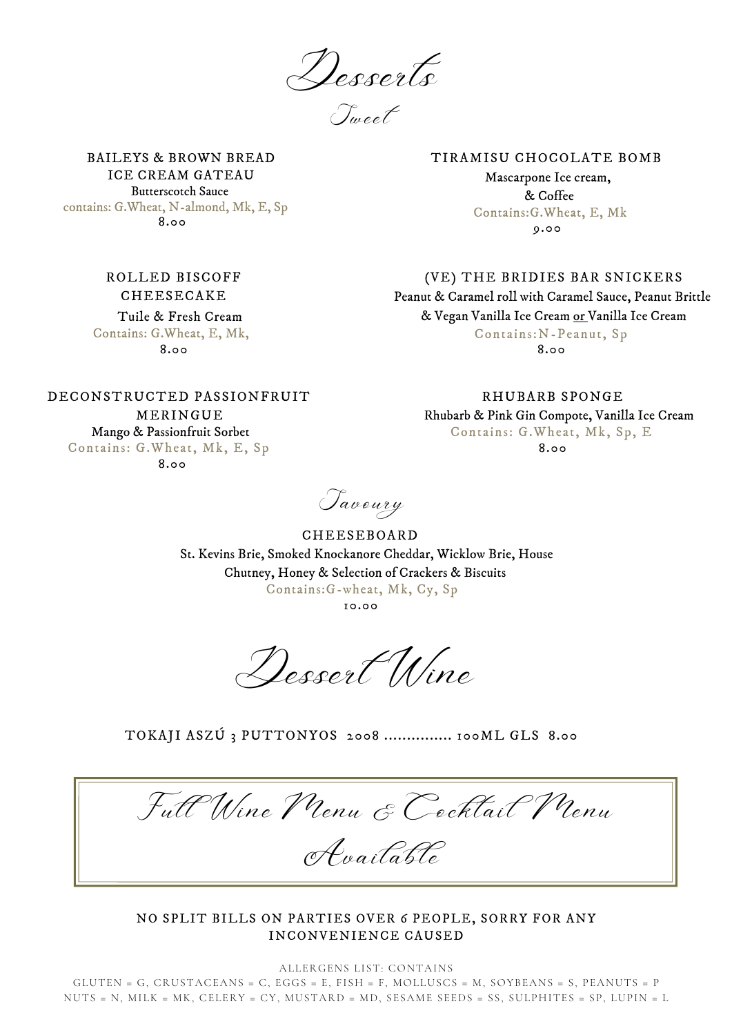# Desserts

## Sweet

### BAILEYS & BROWN BREAD ICE CREAM GATEAU
Butterscotch Sauce
contains: G.Wheat, N-almond, Mk, E, Sp
8.00

### TIRAMISU CHOCOLATE BOMB
Mascarpone Ice cream, & Coffee
Contains:G.Wheat, E, Mk
9.00

### ROLLED BISCOFF CHEESECAKE
Tuile & Fresh Cream
Contains: G.Wheat, E, Mk,
8.00

### (VE) THE BRIDIES BAR SNICKERS
Peanut & Caramel roll with Caramel Sauce, Peanut Brittle & Vegan Vanilla Ice Cream or Vanilla Ice Cream
Contains:N-Peanut, Sp
8.00

### DECONSTRUCTED PASSIONFRUIT MERINGUE
Mango & Passionfruit Sorbet
Contains: G.Wheat, Mk, E, Sp
8.00

### RHUBARB SPONGE
Rhubarb & Pink Gin Compote, Vanilla Ice Cream
Contains: G.Wheat, Mk, Sp, E
8.00

## Savoury

### CHEESEBOARD
St. Kevins Brie, Smoked Knockanore Cheddar, Wicklow Brie, House Chutney, Honey & Selection of Crackers & Biscuits
Contains:G-wheat, Mk, Cy, Sp
10.00

# Dessert Wine

TOKAJI ASZÚ 3 PUTTONYOS 2008 ............... 100ML GLS 8.00

**Full Wine Menu & Cocktail Menu Available**

NO SPLIT BILLS ON PARTIES OVER 6 PEOPLE, SORRY FOR ANY INCONVENIENCE CAUSED

ALLERGENS LIST: CONTAINS
GLUTEN = G, CRUSTACEANS = C, EGGS = E, FISH = F, MOLLUSCS = M, SOYBEANS = S, PEANUTS = P
NUTS = N, MILK = MK, CELERY = CY, MUSTARD = MD, SESAME SEEDS = SS, SULPHITES = SP, LUPIN = L